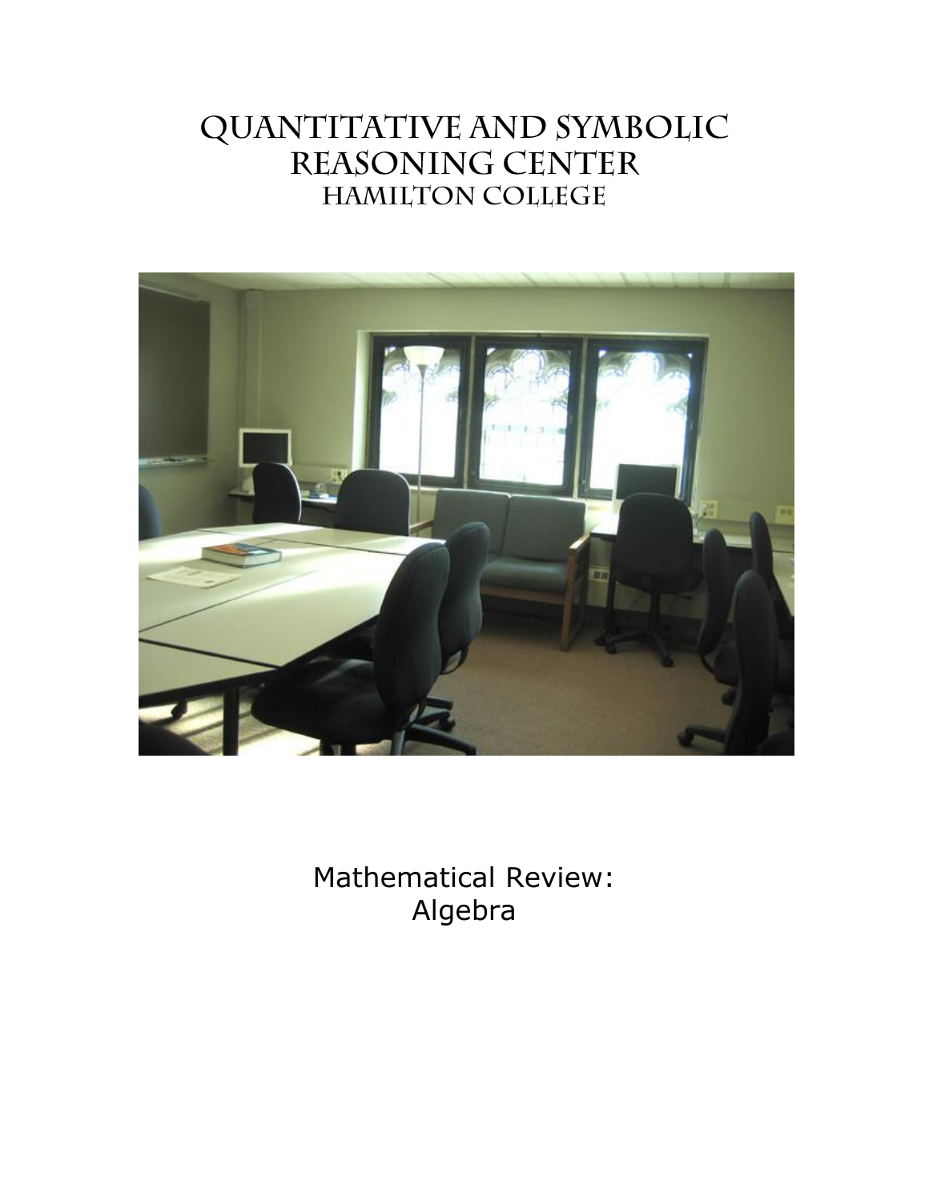# Quantitative and Symbolic Reasoning Center

## Hamilton College

Mathematical Review:
Algebra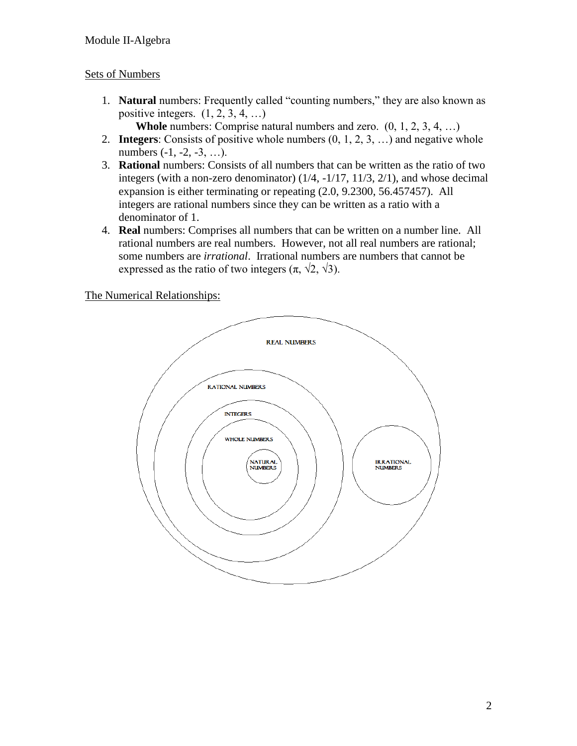Module II-Algebra

Sets of Numbers

1. **Natural** numbers: Frequently called "counting numbers," they are also known as positive integers. (1, 2, 3, 4, …)

   **Whole** numbers: Comprise natural numbers and zero. (0, 1, 2, 3, 4, …)
2. **Integers**: Consists of positive whole numbers (0, 1, 2, 3, …) and negative whole numbers (-1, -2, -3, …).
3. **Rational** numbers: Consists of all numbers that can be written as the ratio of two integers (with a non-zero denominator) (1/4, -1/17, 11/3, 2/1), and whose decimal expansion is either terminating or repeating (2.0, 9.2300, 56.457457). All integers are rational numbers since they can be written as a ratio with a denominator of 1.
4. **Real** numbers: Comprises all numbers that can be written on a number line. All rational numbers are real numbers. However, not all real numbers are rational; some numbers are *irrational*. Irrational numbers are numbers that cannot be expressed as the ratio of two integers ($\pi$, $\sqrt{2}$, $\sqrt{3}$).

The Numerical Relationships:

REAL NUMBERS

RATIONAL NUMBERS

INTEGERS

WHOLE NUMBERS

NATURAL NUMBERS

IRRATIONAL NUMBERS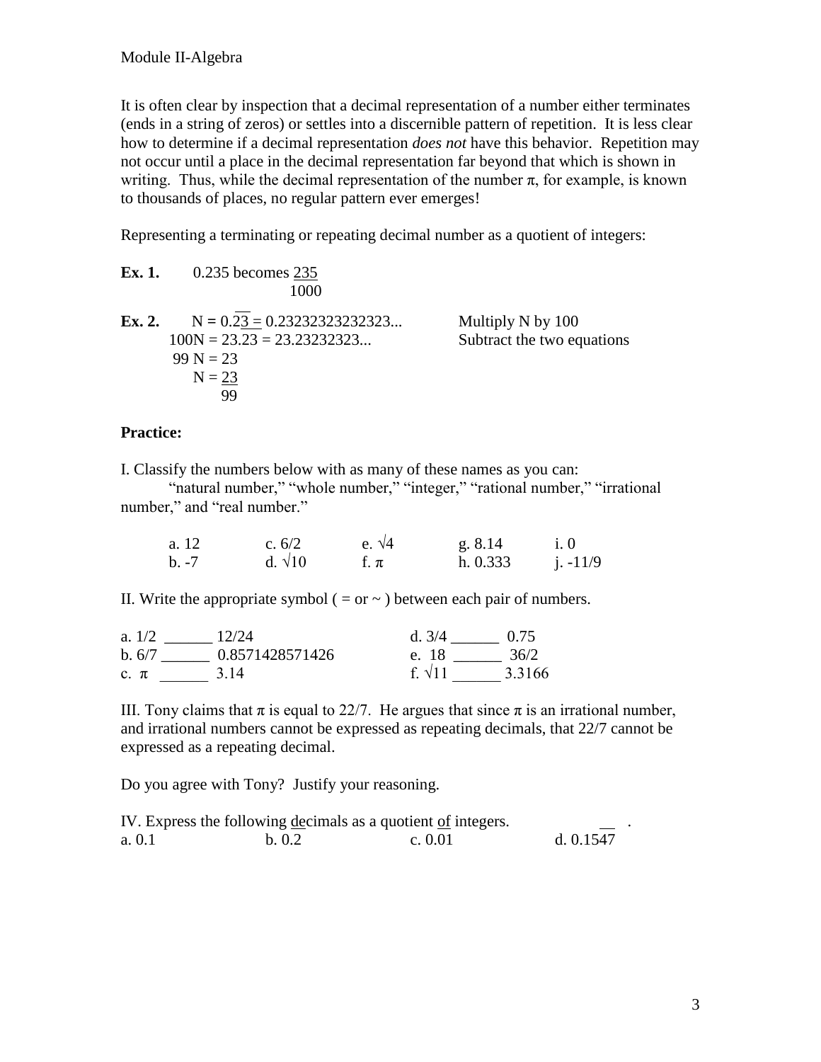It is often clear by inspection that a decimal representation of a number either terminates (ends in a string of zeros) or settles into a discernible pattern of repetition. It is less clear how to determine if a decimal representation *does not* have this behavior. Repetition may not occur until a place in the decimal representation far beyond that which is shown in writing. Thus, while the decimal representation of the number π, for example, is known to thousands of places, no regular pattern ever emerges!

Representing a terminating or repeating decimal number as a quotient of integers:

**Ex. 1.** 0.235 becomes $\frac{235}{1000}$

**Ex. 2.**

$N = 0.\overline{23} = 0.23232323232323...$ Multiply N by 100

$100N = 23.\overline{23} = 23.23232323...$ Subtract the two equations

$99N = 23$

$N = \frac{23}{99}$

### Practice:

I. Classify the numbers below with as many of these names as you can:
"natural number," "whole number," "integer," "rational number," "irrational number," and "real number."

| a. 12 | c. 6/2 | e. $\sqrt{4}$ | g. 8.14 | i. 0 |
|---|---|---|---|---|
| b. -7 | d. $\sqrt{10}$ | f. π | h. 0.333 | j. -11/9 |

II. Write the appropriate symbol ( = or ~ ) between each pair of numbers.

a. 1/2 ______ 12/24
b. 6/7 ______ 0.8571428571426
c. π ______ 3.14
d. 3/4 ______ 0.75
e. 18 ______ 36/2
f. $\sqrt{11}$ ______ 3.3166

III. Tony claims that π is equal to 22/7. He argues that since π is an irrational number, and irrational numbers cannot be expressed as repeating decimals, that 22/7 cannot be expressed as a repeating decimal.

Do you agree with Tony? Justify your reasoning.

IV. Express the following decimals as a quotient of integers.

a. 0.1  b. 0.2  c. 0.01  d. $0.15\overline{47}$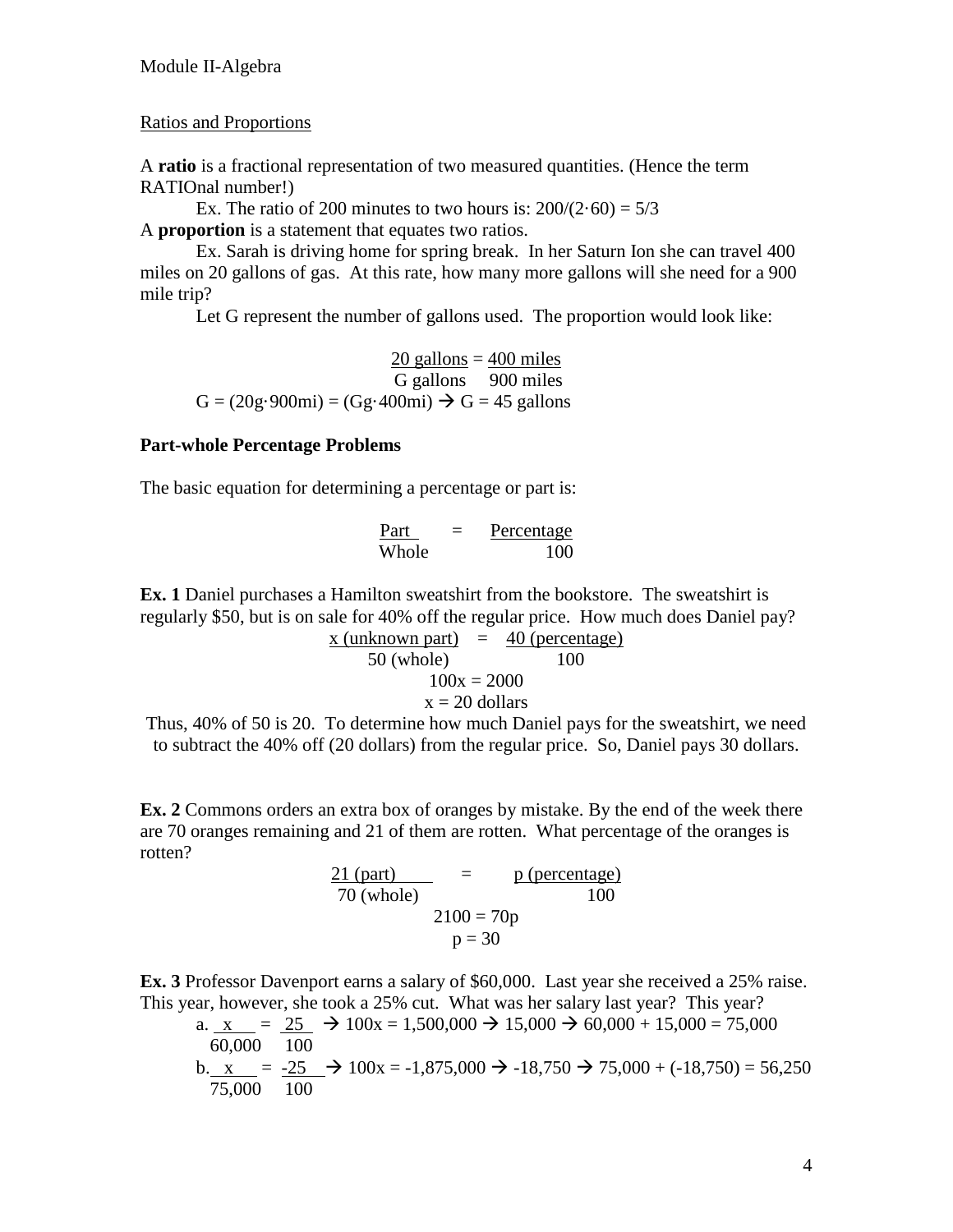Ratios and Proportions

A **ratio** is a fractional representation of two measured quantities. (Hence the term RATIOnal number!)

Ex. The ratio of 200 minutes to two hours is: $200/(2\cdot 60) = 5/3$

A **proportion** is a statement that equates two ratios.

Ex. Sarah is driving home for spring break. In her Saturn Ion she can travel 400 miles on 20 gallons of gas. At this rate, how many more gallons will she need for a 900 mile trip?

Let G represent the number of gallons used. The proportion would look like:

$$\frac{20 \text{ gallons}}{G \text{ gallons}} = \frac{400 \text{ miles}}{900 \text{ miles}}$$

$$G = (20g\cdot 900mi) = (Gg\cdot 400mi) \rightarrow G = 45 \text{ gallons}$$

**Part-whole Percentage Problems**

The basic equation for determining a percentage or part is:

$$\frac{\text{Part}}{\text{Whole}} = \frac{\text{Percentage}}{100}$$

**Ex. 1** Daniel purchases a Hamilton sweatshirt from the bookstore. The sweatshirt is regularly \$50, but is on sale for 40% off the regular price. How much does Daniel pay?

$$\frac{x \text{ (unknown part)}}{50 \text{ (whole)}} = \frac{40 \text{ (percentage)}}{100}$$

$$100x = 2000$$

$$x = 20 \text{ dollars}$$

Thus, 40% of 50 is 20. To determine how much Daniel pays for the sweatshirt, we need to subtract the 40% off (20 dollars) from the regular price. So, Daniel pays 30 dollars.

**Ex. 2** Commons orders an extra box of oranges by mistake. By the end of the week there are 70 oranges remaining and 21 of them are rotten. What percentage of the oranges is rotten?

$$\frac{21 \text{ (part)}}{70 \text{ (whole)}} = \frac{p \text{ (percentage)}}{100}$$

$$2100 = 70p$$

$$p = 30$$

**Ex. 3** Professor Davenport earns a salary of \$60,000. Last year she received a 25% raise. This year, however, she took a 25% cut. What was her salary last year? This year?

a. $\frac{x}{60{,}000} = \frac{25}{100} \rightarrow 100x = 1{,}500{,}000 \rightarrow 15{,}000 \rightarrow 60{,}000 + 15{,}000 = 75{,}000$

b. $\frac{x}{75{,}000} = \frac{-25}{100} \rightarrow 100x = -1{,}875{,}000 \rightarrow -18{,}750 \rightarrow 75{,}000 + (-18{,}750) = 56{,}250$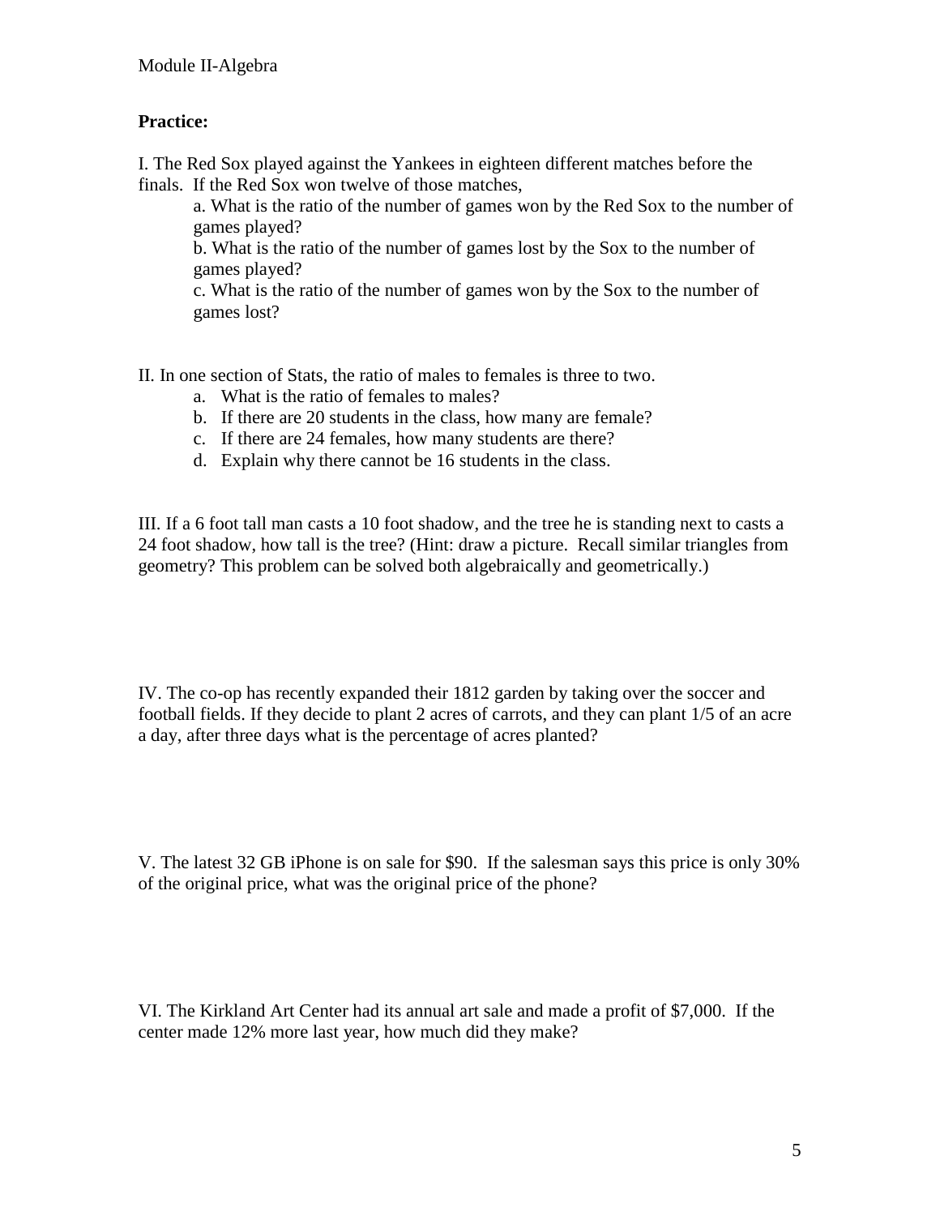**Practice:**

I. The Red Sox played against the Yankees in eighteen different matches before the finals. If the Red Sox won twelve of those matches,

a. What is the ratio of the number of games won by the Red Sox to the number of games played?

b. What is the ratio of the number of games lost by the Sox to the number of games played?

c. What is the ratio of the number of games won by the Sox to the number of games lost?

II. In one section of Stats, the ratio of males to females is three to two.

a. What is the ratio of females to males?
b. If there are 20 students in the class, how many are female?
c. If there are 24 females, how many students are there?
d. Explain why there cannot be 16 students in the class.

III. If a 6 foot tall man casts a 10 foot shadow, and the tree he is standing next to casts a 24 foot shadow, how tall is the tree? (Hint: draw a picture. Recall similar triangles from geometry? This problem can be solved both algebraically and geometrically.)

IV. The co-op has recently expanded their 1812 garden by taking over the soccer and football fields. If they decide to plant 2 acres of carrots, and they can plant 1/5 of an acre a day, after three days what is the percentage of acres planted?

V. The latest 32 GB iPhone is on sale for $90. If the salesman says this price is only 30% of the original price, what was the original price of the phone?

VI. The Kirkland Art Center had its annual art sale and made a profit of $7,000. If the center made 12% more last year, how much did they make?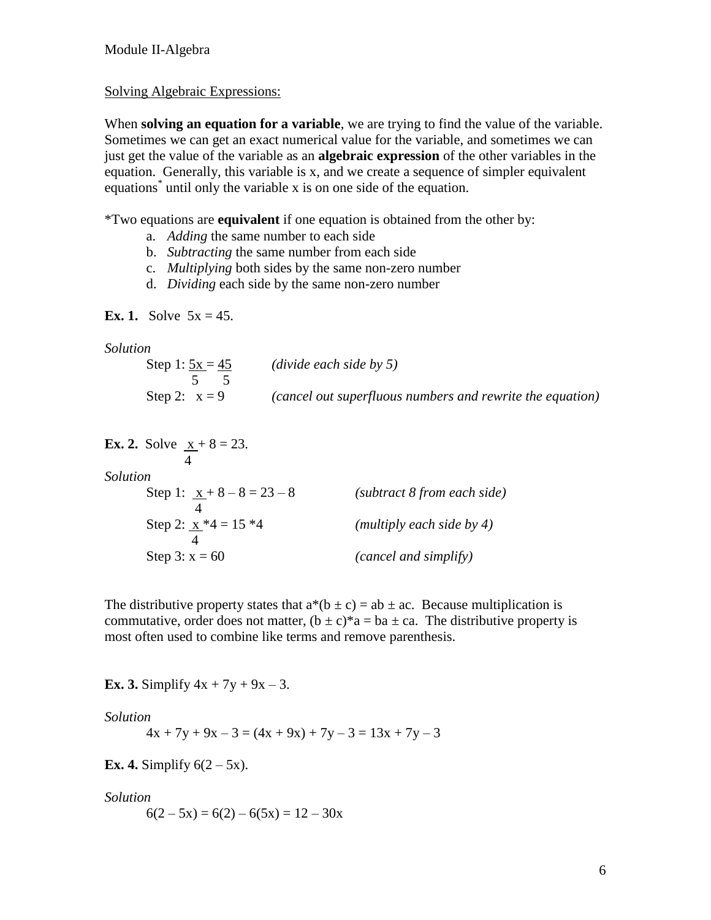Module II-Algebra

Solving Algebraic Expressions:

When **solving an equation for a variable**, we are trying to find the value of the variable. Sometimes we can get an exact numerical value for the variable, and sometimes we can just get the value of the variable as an **algebraic expression** of the other variables in the equation. Generally, this variable is x, and we create a sequence of simpler equivalent equations* until only the variable x is on one side of the equation.

*Two equations are **equivalent** if one equation is obtained from the other by:

a. *Adding* the same number to each side
b. *Subtracting* the same number from each side
c. *Multiplying* both sides by the same non-zero number
d. *Dividing* each side by the same non-zero number

**Ex. 1.** Solve $5x = 45$.

*Solution*

Step 1: $\frac{5x}{5} = \frac{45}{5}$ *(divide each side by 5)*

Step 2: $x = 9$ *(cancel out superfluous numbers and rewrite the equation)*

**Ex. 2.** Solve $\frac{x}{4} + 8 = 23$.

*Solution*

Step 1: $\frac{x}{4} + 8 - 8 = 23 - 8$ *(subtract 8 from each side)*

Step 2: $\frac{x}{4} * 4 = 15 * 4$ *(multiply each side by 4)*

Step 3: $x = 60$ *(cancel and simplify)*

The distributive property states that $a*(b \pm c) = ab \pm ac$. Because multiplication is commutative, order does not matter, $(b \pm c)*a = ba \pm ca$. The distributive property is most often used to combine like terms and remove parenthesis.

**Ex. 3.** Simplify $4x + 7y + 9x - 3$.

*Solution*

$4x + 7y + 9x - 3 = (4x + 9x) + 7y - 3 = 13x + 7y - 3$

**Ex. 4.** Simplify $6(2 - 5x)$.

*Solution*

$6(2 - 5x) = 6(2) - 6(5x) = 12 - 30x$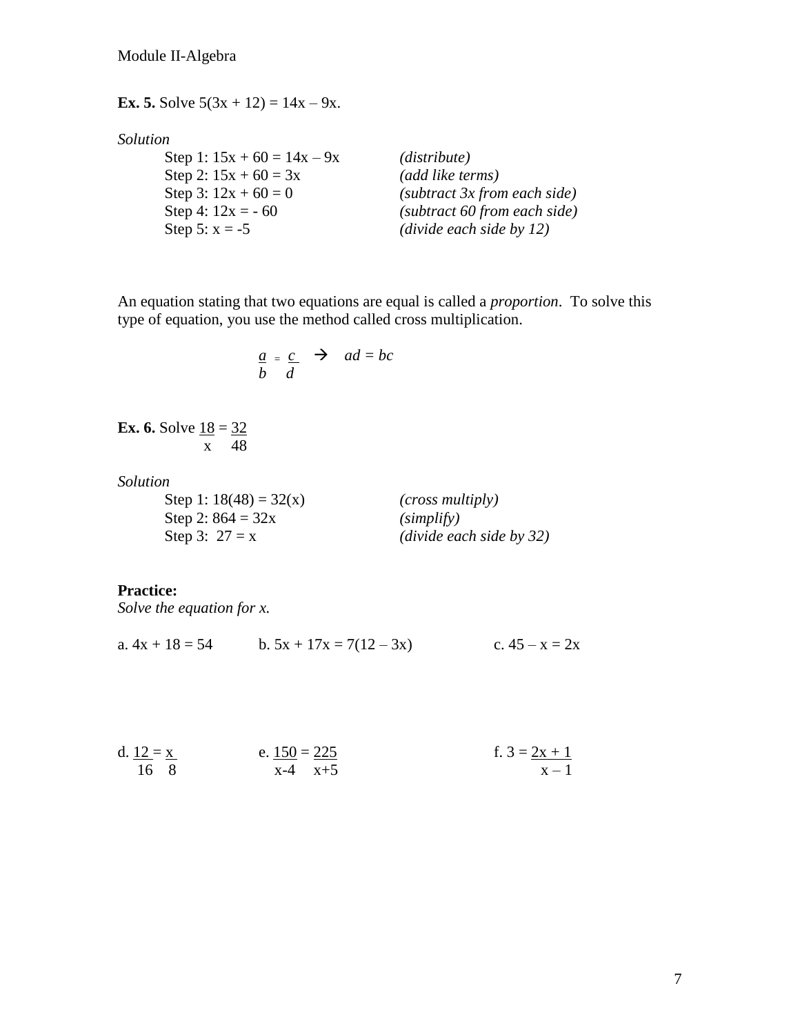**Ex. 5.** Solve $5(3x + 12) = 14x – 9x$.

*Solution*

Step 1: $15x + 60 = 14x – 9x$ *(distribute)*
Step 2: $15x + 60 = 3x$ *(add like terms)*
Step 3: $12x + 60 = 0$ *(subtract 3x from each side)*
Step 4: $12x = - 60$ *(subtract 60 from each side)*
Step 5: $x = -5$ *(divide each side by 12)*

An equation stating that two equations are equal is called a *proportion*. To solve this type of equation, you use the method called cross multiplication.

$$\frac{a}{b} = \frac{c}{d} \rightarrow ad = bc$$

**Ex. 6.** Solve $\frac{18}{x} = \frac{32}{48}$

*Solution*

Step 1: $18(48) = 32(x)$ *(cross multiply)*
Step 2: $864 = 32x$ *(simplify)*
Step 3: $27 = x$ *(divide each side by 32)*

**Practice:**
*Solve the equation for x.*

a. $4x + 18 = 54$

b. $5x + 17x = 7(12 – 3x)$

c. $45 – x = 2x$

d. $\frac{12}{16} = \frac{x}{8}$

e. $\frac{150}{x-4} = \frac{225}{x+5}$

f. $3 = \frac{2x + 1}{x – 1}$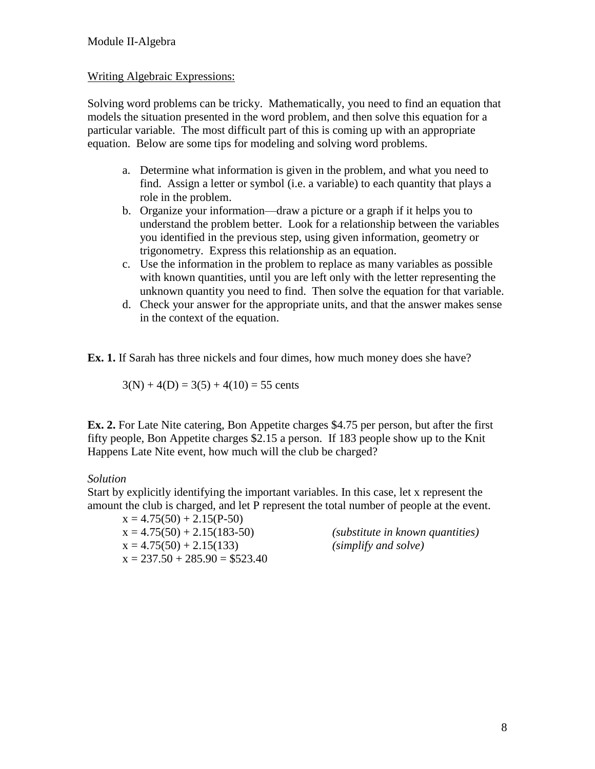Writing Algebraic Expressions:

Solving word problems can be tricky. Mathematically, you need to find an equation that models the situation presented in the word problem, and then solve this equation for a particular variable. The most difficult part of this is coming up with an appropriate equation. Below are some tips for modeling and solving word problems.

a. Determine what information is given in the problem, and what you need to find. Assign a letter or symbol (i.e. a variable) to each quantity that plays a role in the problem.
b. Organize your information—draw a picture or a graph if it helps you to understand the problem better. Look for a relationship between the variables you identified in the previous step, using given information, geometry or trigonometry. Express this relationship as an equation.
c. Use the information in the problem to replace as many variables as possible with known quantities, until you are left only with the letter representing the unknown quantity you need to find. Then solve the equation for that variable.
d. Check your answer for the appropriate units, and that the answer makes sense in the context of the equation.

**Ex. 1.** If Sarah has three nickels and four dimes, how much money does she have?

$3(N) + 4(D) = 3(5) + 4(10) = 55$ cents

**Ex. 2.** For Late Nite catering, Bon Appetite charges \$4.75 per person, but after the first fifty people, Bon Appetite charges \$2.15 a person. If 183 people show up to the Knit Happens Late Nite event, how much will the club be charged?

*Solution*

Start by explicitly identifying the important variables. In this case, let x represent the amount the club is charged, and let P represent the total number of people at the event.

$x = 4.75(50) + 2.15(P-50)$

$x = 4.75(50) + 2.15(183-50)$ *(substitute in known quantities)*

$x = 4.75(50) + 2.15(133)$ *(simplify and solve)*

$x = 237.50 + 285.90 = \$523.40$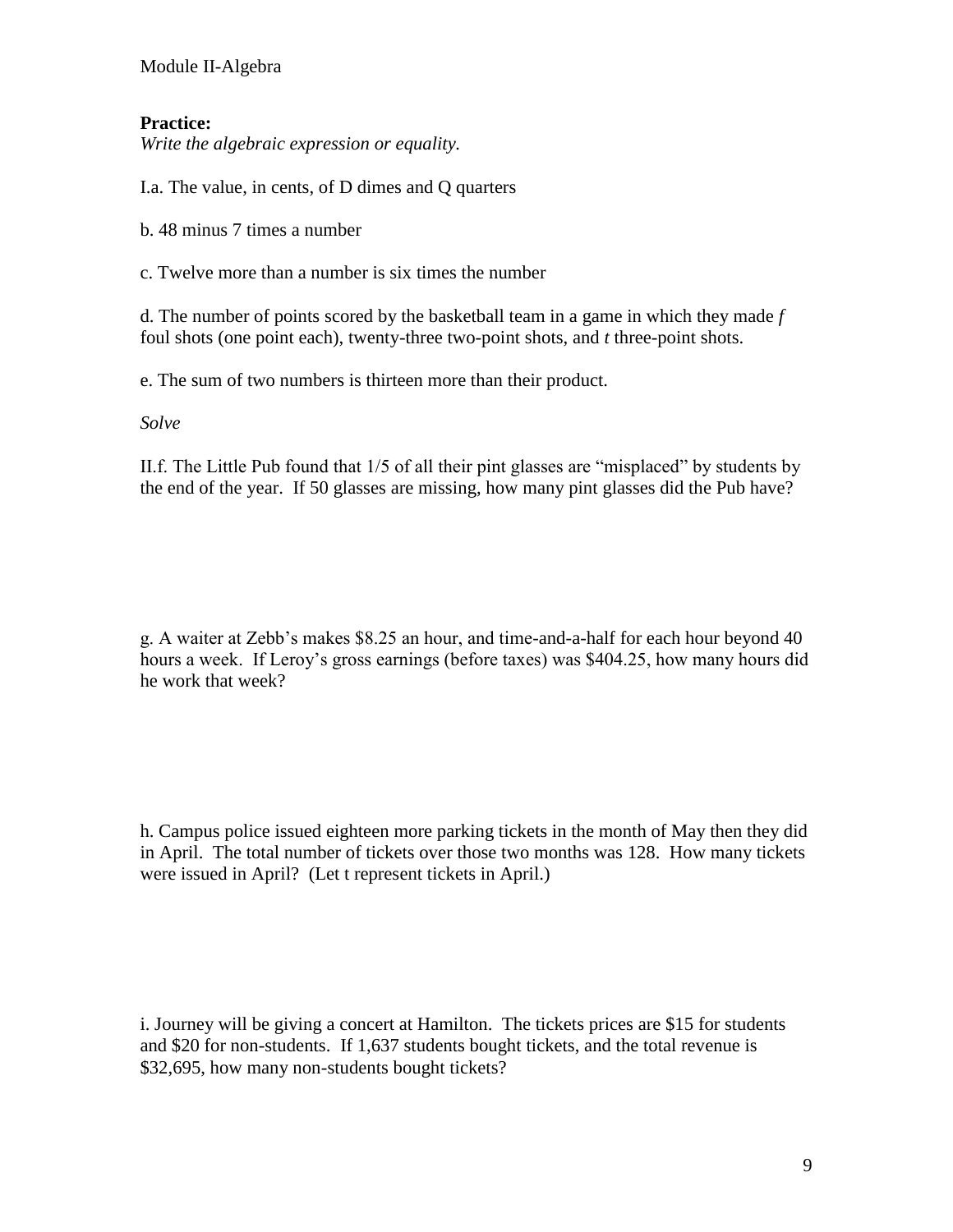**Practice:**
*Write the algebraic expression or equality.*

I.a. The value, in cents, of D dimes and Q quarters

b. 48 minus 7 times a number

c. Twelve more than a number is six times the number

d. The number of points scored by the basketball team in a game in which they made $f$ foul shots (one point each), twenty-three two-point shots, and $t$ three-point shots.

e. The sum of two numbers is thirteen more than their product.

*Solve*

II.f. The Little Pub found that 1/5 of all their pint glasses are "misplaced" by students by the end of the year. If 50 glasses are missing, how many pint glasses did the Pub have?

g. A waiter at Zebb's makes \$8.25 an hour, and time-and-a-half for each hour beyond 40 hours a week. If Leroy's gross earnings (before taxes) was \$404.25, how many hours did he work that week?

h. Campus police issued eighteen more parking tickets in the month of May then they did in April. The total number of tickets over those two months was 128. How many tickets were issued in April? (Let t represent tickets in April.)

i. Journey will be giving a concert at Hamilton. The tickets prices are \$15 for students and \$20 for non-students. If 1,637 students bought tickets, and the total revenue is \$32,695, how many non-students bought tickets?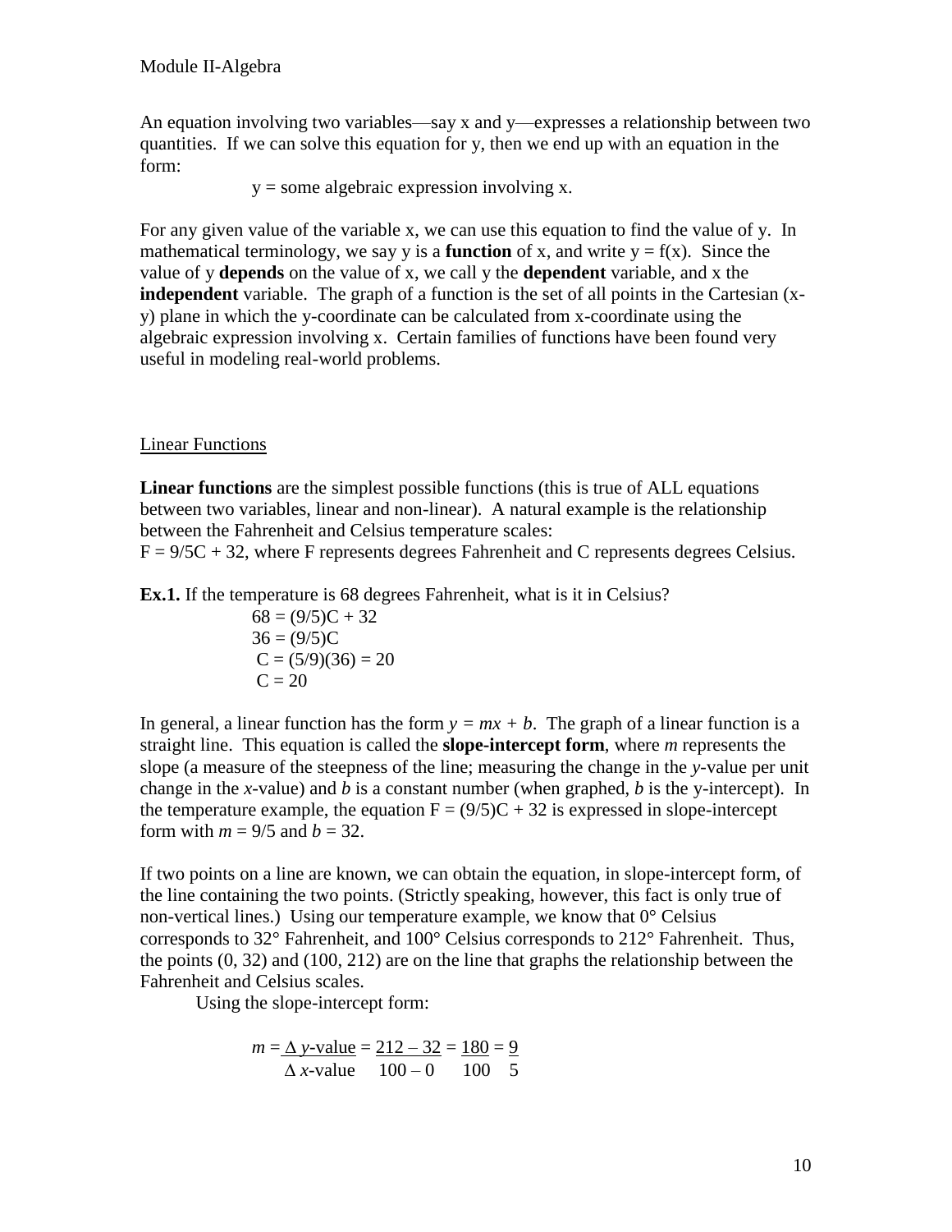An equation involving two variables—say x and y—expresses a relationship between two quantities. If we can solve this equation for y, then we end up with an equation in the form:

$$y = \text{some algebraic expression involving } x.$$

For any given value of the variable x, we can use this equation to find the value of y. In mathematical terminology, we say y is a **function** of x, and write $y = f(x)$. Since the value of y **depends** on the value of x, we call y the **dependent** variable, and x the **independent** variable. The graph of a function is the set of all points in the Cartesian (x-y) plane in which the y-coordinate can be calculated from x-coordinate using the algebraic expression involving x. Certain families of functions have been found very useful in modeling real-world problems.

## Linear Functions

**Linear functions** are the simplest possible functions (this is true of ALL equations between two variables, linear and non-linear). A natural example is the relationship between the Fahrenheit and Celsius temperature scales:
$F = 9/5C + 32$, where F represents degrees Fahrenheit and C represents degrees Celsius.

**Ex.1.** If the temperature is 68 degrees Fahrenheit, what is it in Celsius?

$$68 = (9/5)C + 32$$
$$36 = (9/5)C$$
$$C = (5/9)(36) = 20$$
$$C = 20$$

In general, a linear function has the form $y = mx + b$. The graph of a linear function is a straight line. This equation is called the **slope-intercept form**, where $m$ represents the slope (a measure of the steepness of the line; measuring the change in the $y$-value per unit change in the $x$-value) and $b$ is a constant number (when graphed, $b$ is the y-intercept). In the temperature example, the equation $F = (9/5)C + 32$ is expressed in slope-intercept form with $m = 9/5$ and $b = 32$.

If two points on a line are known, we can obtain the equation, in slope-intercept form, of the line containing the two points. (Strictly speaking, however, this fact is only true of non-vertical lines.) Using our temperature example, we know that 0° Celsius corresponds to 32° Fahrenheit, and 100° Celsius corresponds to 212° Fahrenheit. Thus, the points (0, 32) and (100, 212) are on the line that graphs the relationship between the Fahrenheit and Celsius scales.

Using the slope-intercept form:

$$m = \frac{\Delta\ y\text{-value}}{\Delta\ x\text{-value}} = \frac{212 - 32}{100 - 0} = \frac{180}{100} = \frac{9}{5}$$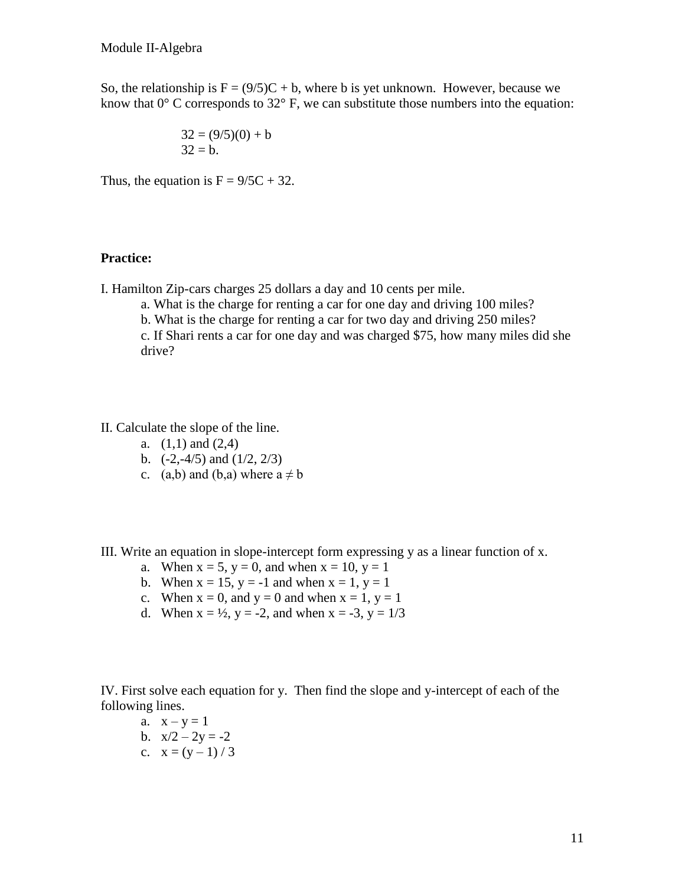So, the relationship is $F = (9/5)C + b$, where b is yet unknown. However, because we know that 0° C corresponds to 32° F, we can substitute those numbers into the equation:

$$32 = (9/5)(0) + b$$
$$32 = b.$$

Thus, the equation is $F = 9/5C + 32$.

**Practice:**

I. Hamilton Zip-cars charges 25 dollars a day and 10 cents per mile.

a. What is the charge for renting a car for one day and driving 100 miles?
b. What is the charge for renting a car for two day and driving 250 miles?
c. If Shari rents a car for one day and was charged $75, how many miles did she drive?

II. Calculate the slope of the line.

a. (1,1) and (2,4)
b. (-2,-4/5) and (1/2, 2/3)
c. (a,b) and (b,a) where $a \neq b$

III. Write an equation in slope-intercept form expressing y as a linear function of x.

a. When x = 5, y = 0, and when x = 10, y = 1
b. When x = 15, y = -1 and when x = 1, y = 1
c. When x = 0, and y = 0 and when x = 1, y = 1
d. When x = ½, y = -2, and when x = -3, y = 1/3

IV. First solve each equation for y. Then find the slope and y-intercept of each of the following lines.

a. $x – y = 1$
b. $x/2 – 2y = -2$
c. $x = (y – 1) / 3$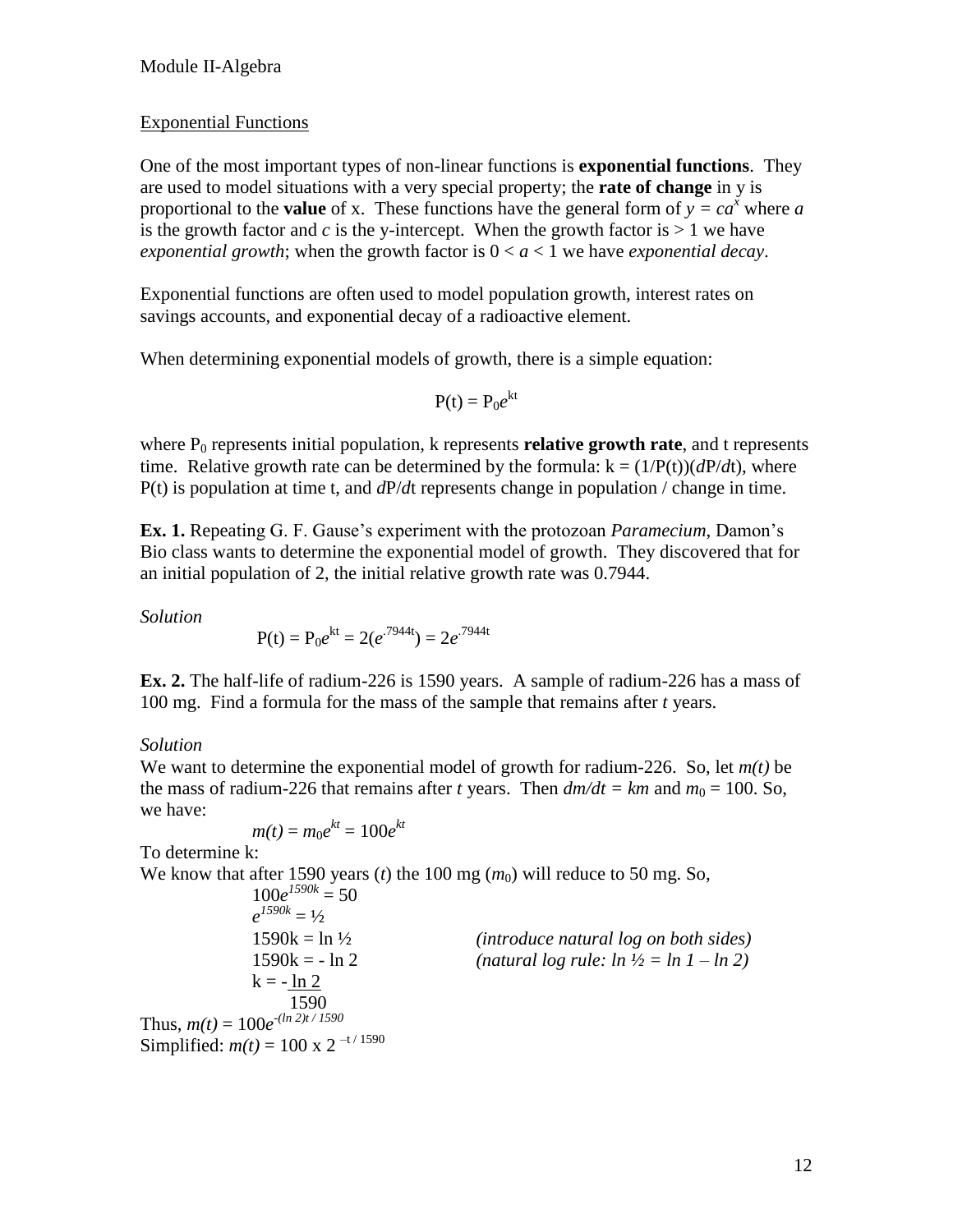## Exponential Functions

One of the most important types of non-linear functions is **exponential functions**. They are used to model situations with a very special property; the **rate of change** in y is proportional to the **value** of x. These functions have the general form of $y = ca^x$ where *a* is the growth factor and *c* is the y-intercept. When the growth factor is > 1 we have *exponential growth*; when the growth factor is $0 < a < 1$ we have *exponential decay*.

Exponential functions are often used to model population growth, interest rates on savings accounts, and exponential decay of a radioactive element.

When determining exponential models of growth, there is a simple equation:

$$P(t) = P_0e^{kt}$$

where $P_0$ represents initial population, k represents **relative growth rate**, and t represents time. Relative growth rate can be determined by the formula: $k = (1/P(t))(dP/dt)$, where P(t) is population at time t, and $dP/dt$ represents change in population / change in time.

**Ex. 1.** Repeating G. F. Gause's experiment with the protozoan *Paramecium*, Damon's Bio class wants to determine the exponential model of growth. They discovered that for an initial population of 2, the initial relative growth rate was 0.7944.

*Solution*

$$P(t) = P_0e^{kt} = 2(e^{.7944t}) = 2e^{.7944t}$$

**Ex. 2.** The half-life of radium-226 is 1590 years. A sample of radium-226 has a mass of 100 mg. Find a formula for the mass of the sample that remains after *t* years.

*Solution*

We want to determine the exponential model of growth for radium-226. So, let *m(t)* be the mass of radium-226 that remains after *t* years. Then $dm/dt = km$ and $m_0 = 100$. So, we have:

$$m(t) = m_0e^{kt} = 100e^{kt}$$

To determine k:

We know that after 1590 years (*t*) the 100 mg ($m_0$) will reduce to 50 mg. So,

$$100e^{1590k} = 50$$

$$e^{1590k} = ½$$

$$1590k = \ln ½ \qquad \textit{(introduce natural log on both sides)}$$

$$1590k = -\ln 2 \qquad \textit{(natural log rule: } \ln ½ = \ln 1 - \ln 2\textit{)}$$

$$k = -\frac{\ln 2}{1590}$$

Thus, $m(t) = 100e^{-(\ln 2)t / 1590}$

Simplified: $m(t) = 100 \times 2^{-t / 1590}$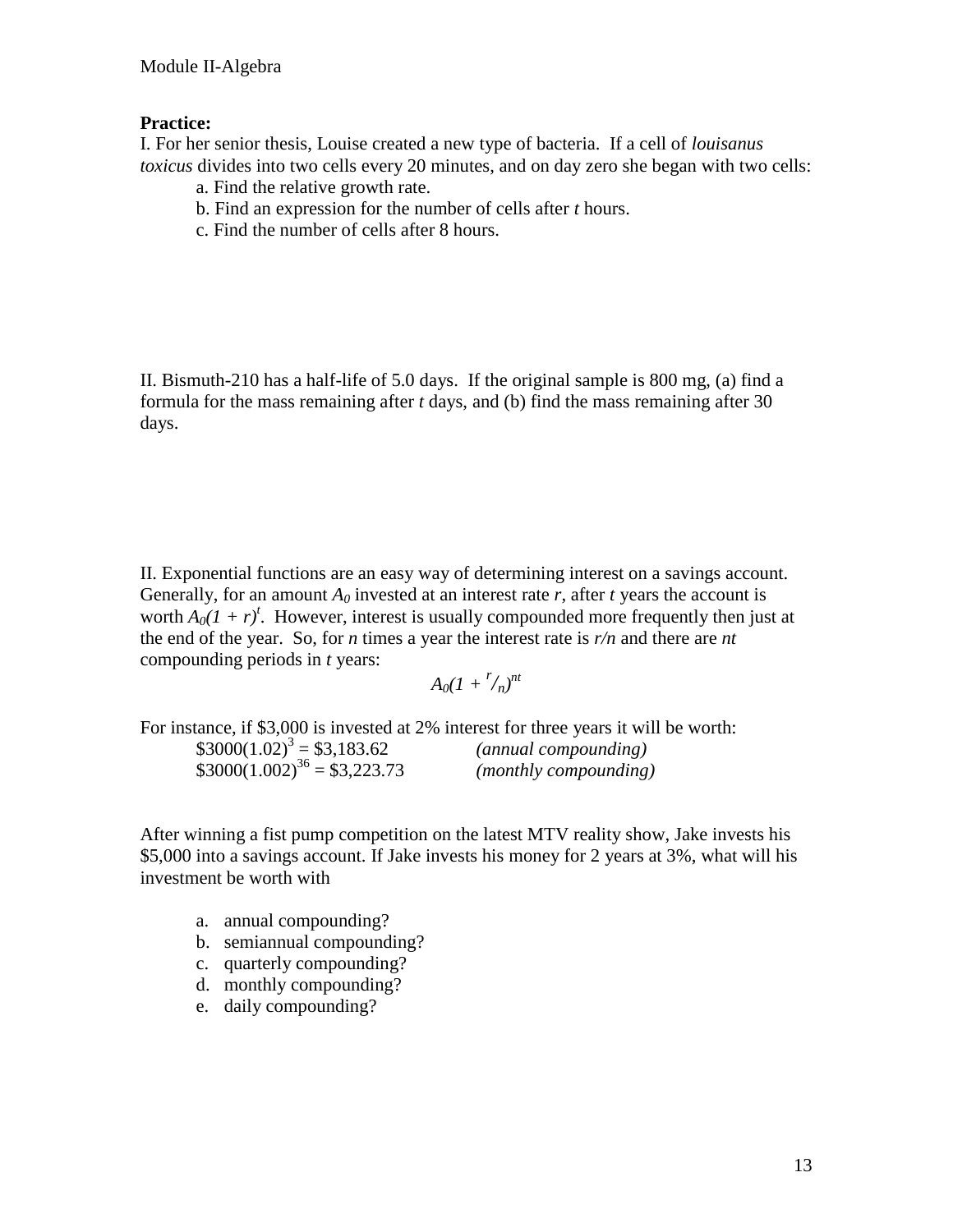**Practice:**

I. For her senior thesis, Louise created a new type of bacteria. If a cell of *louisanus toxicus* divides into two cells every 20 minutes, and on day zero she began with two cells:

a. Find the relative growth rate.

b. Find an expression for the number of cells after *t* hours.

c. Find the number of cells after 8 hours.

II. Bismuth-210 has a half-life of 5.0 days. If the original sample is 800 mg, (a) find a formula for the mass remaining after *t* days, and (b) find the mass remaining after 30 days.

II. Exponential functions are an easy way of determining interest on a savings account. Generally, for an amount $A_0$ invested at an interest rate $r$, after $t$ years the account is worth $A_0(1 + r)^t$. However, interest is usually compounded more frequently then just at the end of the year. So, for $n$ times a year the interest rate is $r/n$ and there are $nt$ compounding periods in $t$ years:

$$A_0(1 + {}^{r}/_{n})^{nt}$$

For instance, if \$3,000 is invested at 2% interest for three years it will be worth:

$\$3000(1.02)^3 = \$3,183.62$ *(annual compounding)*

$\$3000(1.002)^{36} = \$3,223.73$ *(monthly compounding)*

After winning a fist pump competition on the latest MTV reality show, Jake invests his \$5,000 into a savings account. If Jake invests his money for 2 years at 3%, what will his investment be worth with

a. annual compounding?
b. semiannual compounding?
c. quarterly compounding?
d. monthly compounding?
e. daily compounding?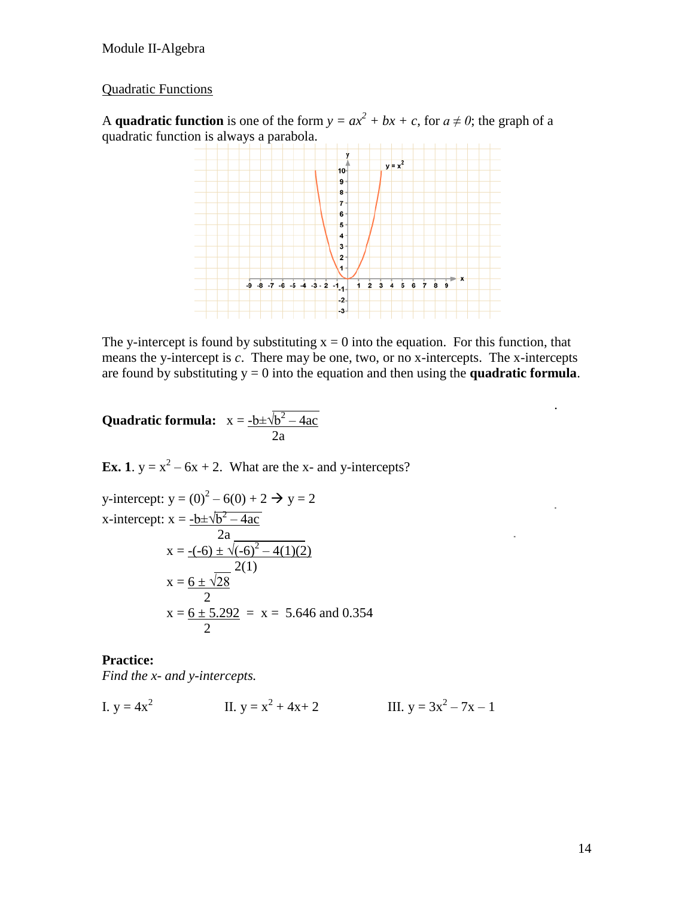Module II-Algebra

## Quadratic Functions

A **quadratic function** is one of the form $y = ax^2 + bx + c$, for $a \neq 0$; the graph of a quadratic function is always a parabola.

The y-intercept is found by substituting x = 0 into the equation. For this function, that means the y-intercept is *c*. There may be one, two, or no x-intercepts. The x-intercepts are found by substituting y = 0 into the equation and then using the **quadratic formula**.

**Quadratic formula:** $x = \dfrac{-b \pm \sqrt{b^2 - 4ac}}{2a}$

**Ex. 1**. $y = x^2 - 6x + 2$. What are the x- and y-intercepts?

y-intercept: $y = (0)^2 - 6(0) + 2 \rightarrow y = 2$

x-intercept: $x = \dfrac{-b \pm \sqrt{b^2 - 4ac}}{2a}$

$$x = \frac{-(-6) \pm \sqrt{(-6)^2 - 4(1)(2)}}{2(1)}$$

$$x = \frac{6 \pm \sqrt{28}}{2}$$

$$x = \frac{6 \pm 5.292}{2} = x = 5.646 \text{ and } 0.354$$

**Practice:**

*Find the x- and y-intercepts.*

I. $y = 4x^2$ II. $y = x^2 + 4x + 2$ III. $y = 3x^2 - 7x - 1$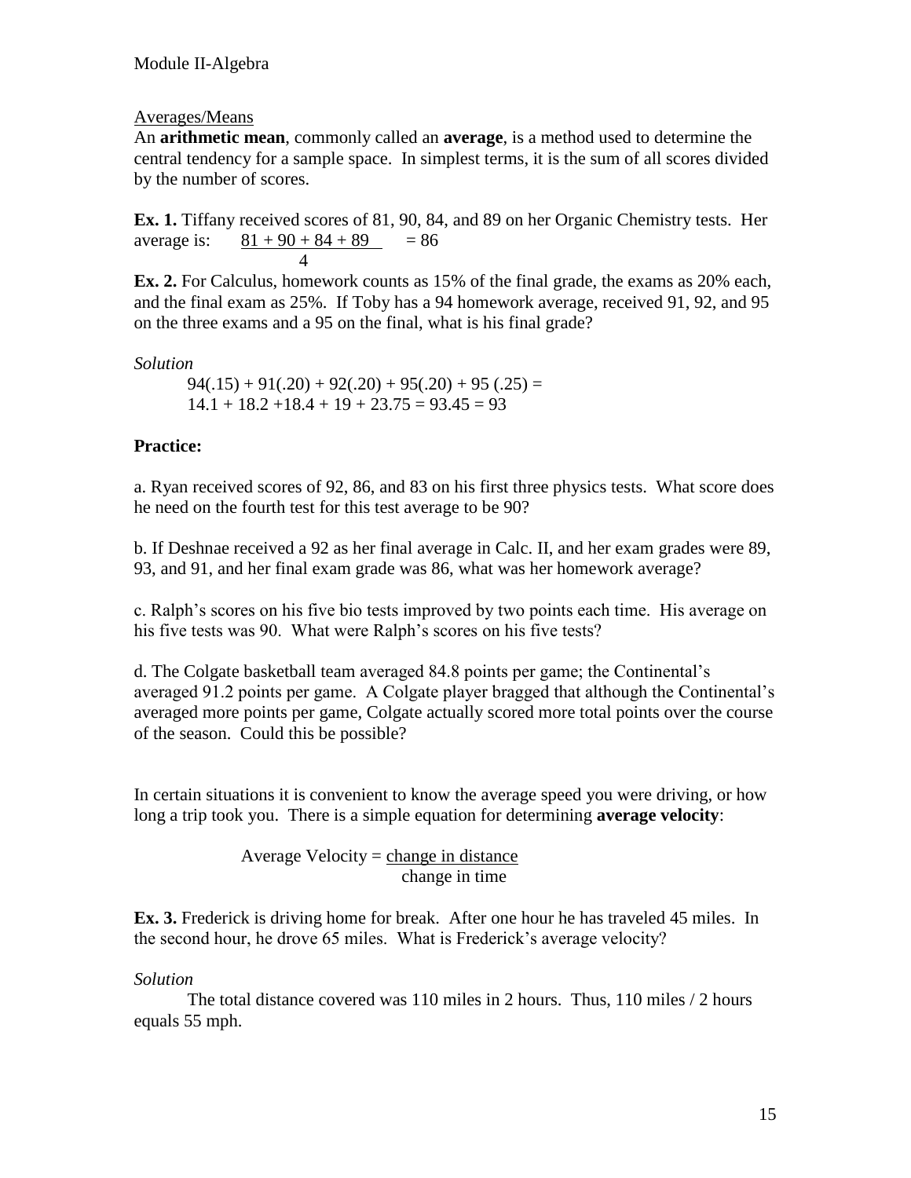## Averages/Means

An **arithmetic mean**, commonly called an **average**, is a method used to determine the central tendency for a sample space. In simplest terms, it is the sum of all scores divided by the number of scores.

**Ex. 1.** Tiffany received scores of 81, 90, 84, and 89 on her Organic Chemistry tests. Her average is: $\frac{81 + 90 + 84 + 89}{4} = 86$

**Ex. 2.** For Calculus, homework counts as 15% of the final grade, the exams as 20% each, and the final exam as 25%. If Toby has a 94 homework average, received 91, 92, and 95 on the three exams and a 95 on the final, what is his final grade?

*Solution*

$94(.15) + 91(.20) + 92(.20) + 95(.20) + 95(.25) =$
$14.1 + 18.2 + 18.4 + 19 + 23.75 = 93.45 = 93$

### Practice:

a. Ryan received scores of 92, 86, and 83 on his first three physics tests. What score does he need on the fourth test for this test average to be 90?

b. If Deshnae received a 92 as her final average in Calc. II, and her exam grades were 89, 93, and 91, and her final exam grade was 86, what was her homework average?

c. Ralph's scores on his five bio tests improved by two points each time. His average on his five tests was 90. What were Ralph's scores on his five tests?

d. The Colgate basketball team averaged 84.8 points per game; the Continental's averaged 91.2 points per game. A Colgate player bragged that although the Continental's averaged more points per game, Colgate actually scored more total points over the course of the season. Could this be possible?

In certain situations it is convenient to know the average speed you were driving, or how long a trip took you. There is a simple equation for determining **average velocity**:

$$\text{Average Velocity} = \frac{\text{change in distance}}{\text{change in time}}$$

**Ex. 3.** Frederick is driving home for break. After one hour he has traveled 45 miles. In the second hour, he drove 65 miles. What is Frederick's average velocity?

*Solution*

The total distance covered was 110 miles in 2 hours. Thus, 110 miles / 2 hours equals 55 mph.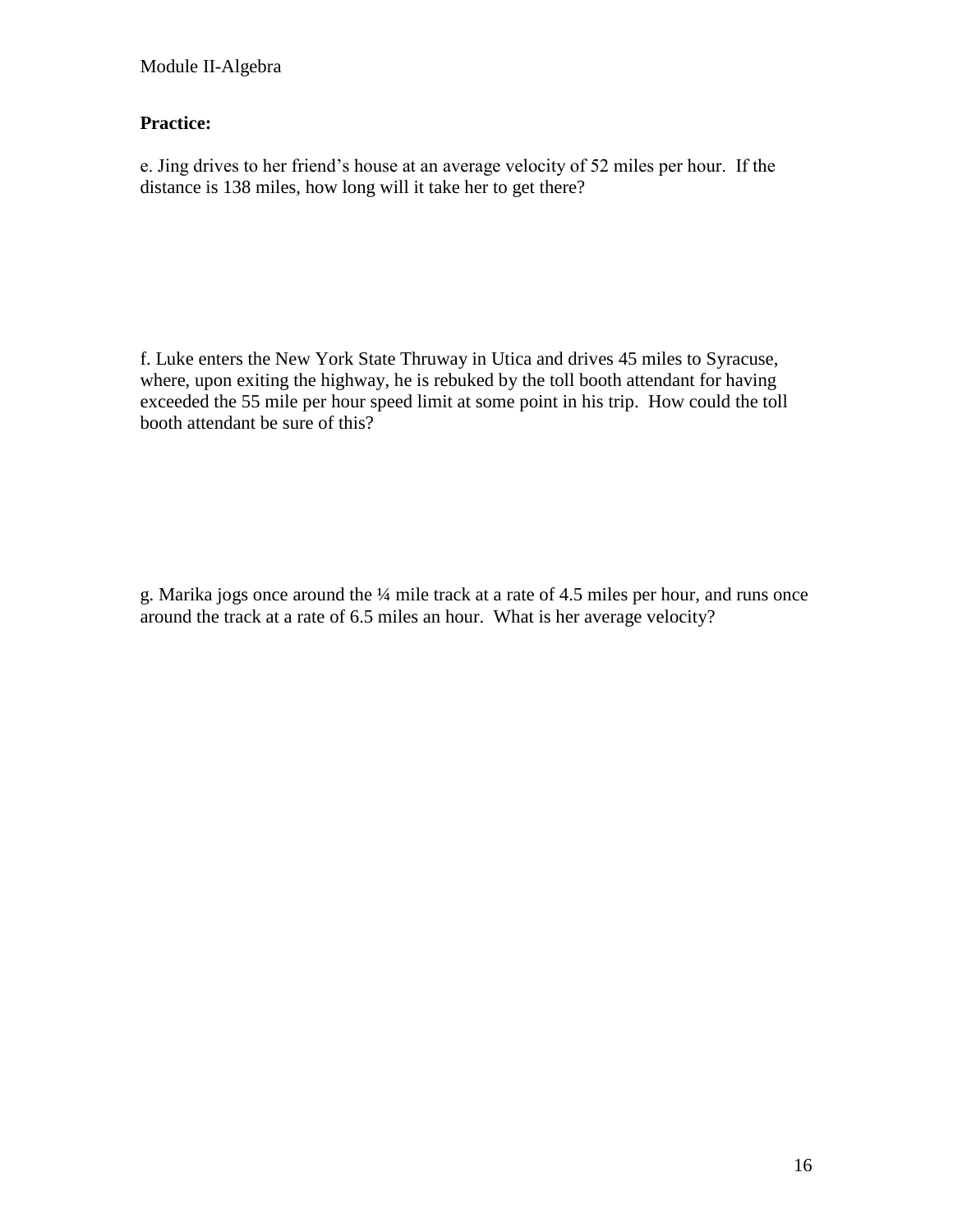**Practice:**

e. Jing drives to her friend's house at an average velocity of 52 miles per hour. If the distance is 138 miles, how long will it take her to get there?

f. Luke enters the New York State Thruway in Utica and drives 45 miles to Syracuse, where, upon exiting the highway, he is rebuked by the toll booth attendant for having exceeded the 55 mile per hour speed limit at some point in his trip. How could the toll booth attendant be sure of this?

g. Marika jogs once around the ¼ mile track at a rate of 4.5 miles per hour, and runs once around the track at a rate of 6.5 miles an hour. What is her average velocity?